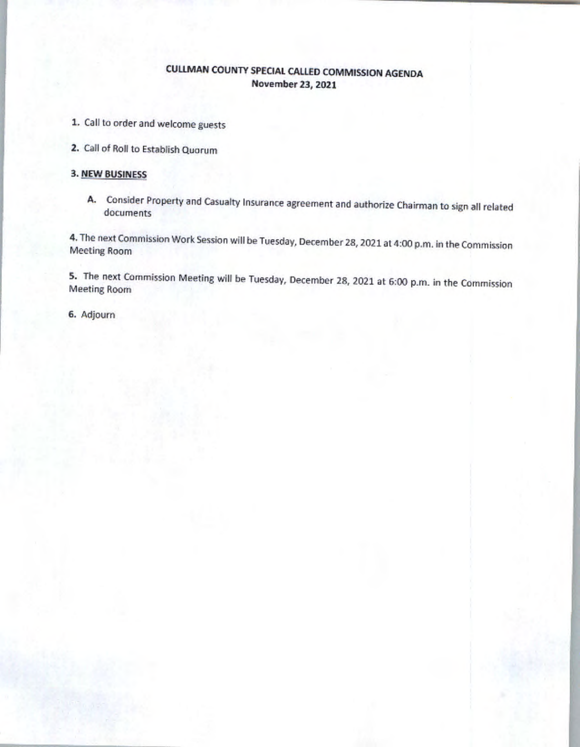# CULLMAN COUNTY SPECIAL CALLED COMMISSION AGENDA
**November 23, 2021**

1. Call to order and welcome guests

2. Call of Roll to Establish Quorum

3. **NEW BUSINESS**

   A. Consider Property and Casualty Insurance agreement and authorize Chairman to sign all related documents

4. The next Commission Work Session will be Tuesday, December 28, 2021 at 4:00 p.m. in the Commission Meeting Room

5. The next Commission Meeting will be Tuesday, December 28, 2021 at 6:00 p.m. in the Commission Meeting Room

6. Adjourn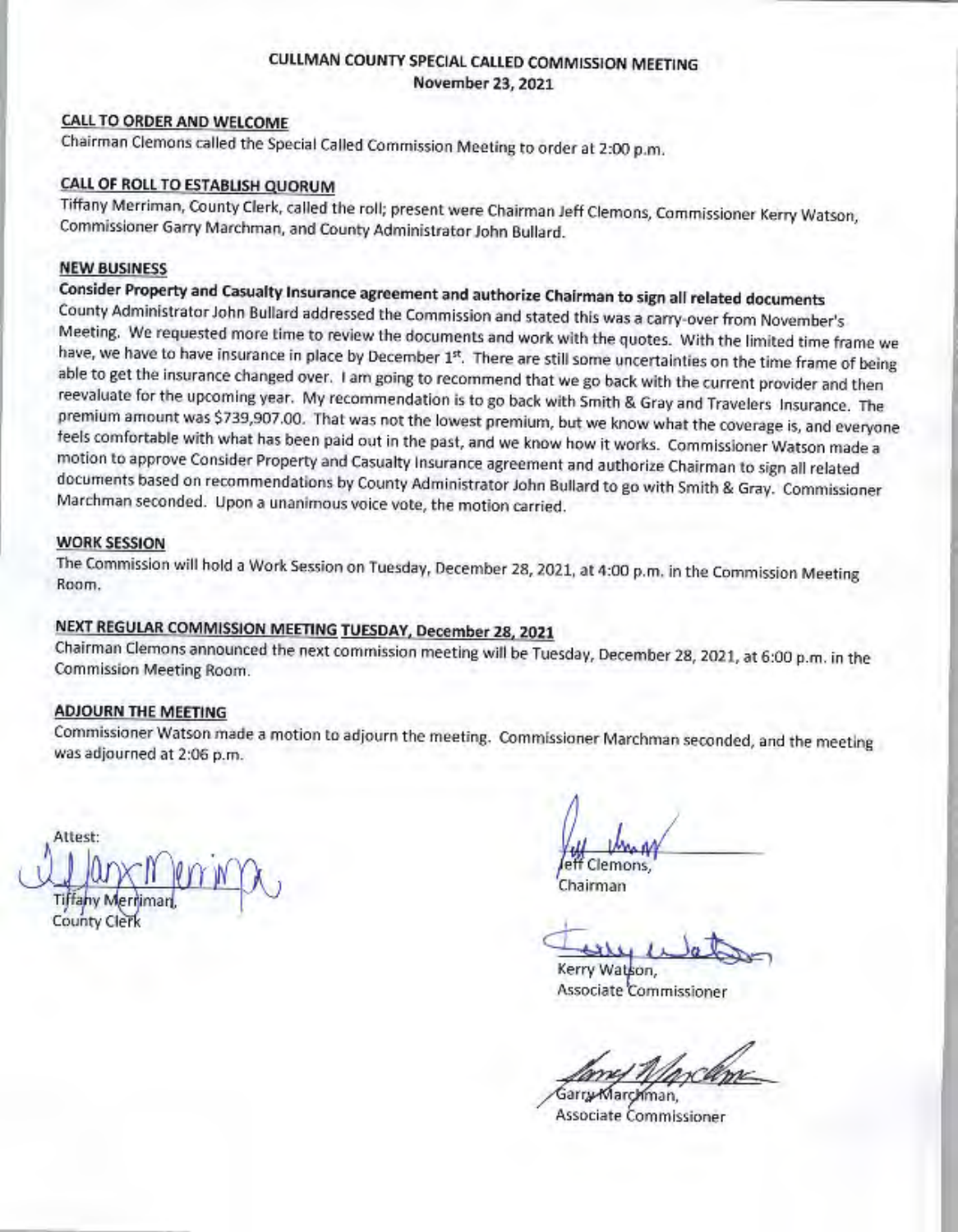# CULLMAN COUNTY SPECIAL CALLED COMMISSION MEETING
## November 23, 2021

**CALL TO ORDER AND WELCOME**

Chairman Clemons called the Special Called Commission Meeting to order at 2:00 p.m.

**CALL OF ROLL TO ESTABLISH QUORUM**

Tiffany Merriman, County Clerk, called the roll; present were Chairman Jeff Clemons, Commissioner Kerry Watson, Commissioner Garry Marchman, and County Administrator John Bullard.

**NEW BUSINESS**

**Consider Property and Casualty Insurance agreement and authorize Chairman to sign all related documents**

County Administrator John Bullard addressed the Commission and stated this was a carry-over from November's Meeting. We requested more time to review the documents and work with the quotes. With the limited time frame we have, we have to have insurance in place by December 1st. There are still some uncertainties on the time frame of being able to get the insurance changed over. I am going to recommend that we go back with the current provider and then reevaluate for the upcoming year. My recommendation is to go back with Smith & Gray and Travelers Insurance. The premium amount was $739,907.00. That was not the lowest premium, but we know what the coverage is, and everyone feels comfortable with what has been paid out in the past, and we know how it works. Commissioner Watson made a motion to approve Consider Property and Casualty Insurance agreement and authorize Chairman to sign all related documents based on recommendations by County Administrator John Bullard to go with Smith & Gray. Commissioner Marchman seconded. Upon a unanimous voice vote, the motion carried.

**WORK SESSION**

The Commission will hold a Work Session on Tuesday, December 28, 2021, at 4:00 p.m. in the Commission Meeting Room.

**NEXT REGULAR COMMISSION MEETING TUESDAY, December 28, 2021**

Chairman Clemons announced the next commission meeting will be Tuesday, December 28, 2021, at 6:00 p.m. in the Commission Meeting Room.

**ADJOURN THE MEETING**

Commissioner Watson made a motion to adjourn the meeting. Commissioner Marchman seconded, and the meeting was adjourned at 2:06 p.m.

Attest:

Tiffany Merriman,
County Clerk

Jeff Clemons,
Chairman

Kerry Watson,
Associate Commissioner

Garry Marchman,
Associate Commissioner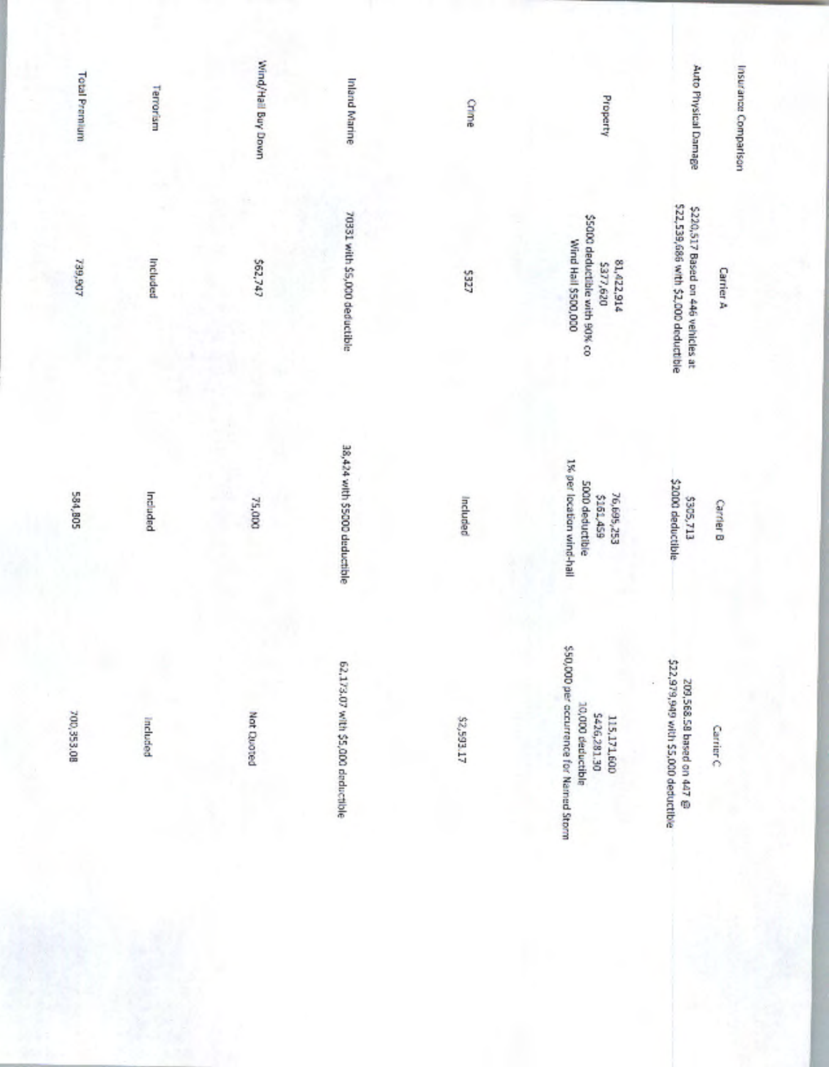| Insurance Comparison | Carrier A | Carrier B | Carrier C |
|---|---|---|---|
| Auto Physical Damage | $220,517 Based on 446 vehicles at $22,539,686 with $2,000 deductible | $305,713 $2000 deductible | 209,568.59 based on 447 @ $22,979,949 with $5,000 deductible |
| Property | 81,422,914 $377,620 $5000 deductible with 90% co Wind Hail $500,000 | 76,695,253 $161,459 5000 deductible 1% per location wind-hail | 115,171,600 $426,281.30 10,000 deductible $50,000 per occurrence for Named Storm |
| Crime | $327 | Included | $2,593.17 |
| Inland Marine | 70331 with $5,000 deductible | 38,424 with $5000 deductible | 62,173.07 with $5,000 deductible |
| Wind/Hail Buy Down | $62,747 | 75,000 | Not Quoted |
| Terrorism | Included | Included | Included |
| Total Premium | 739,907 | 584,805 | 700,353.08 |